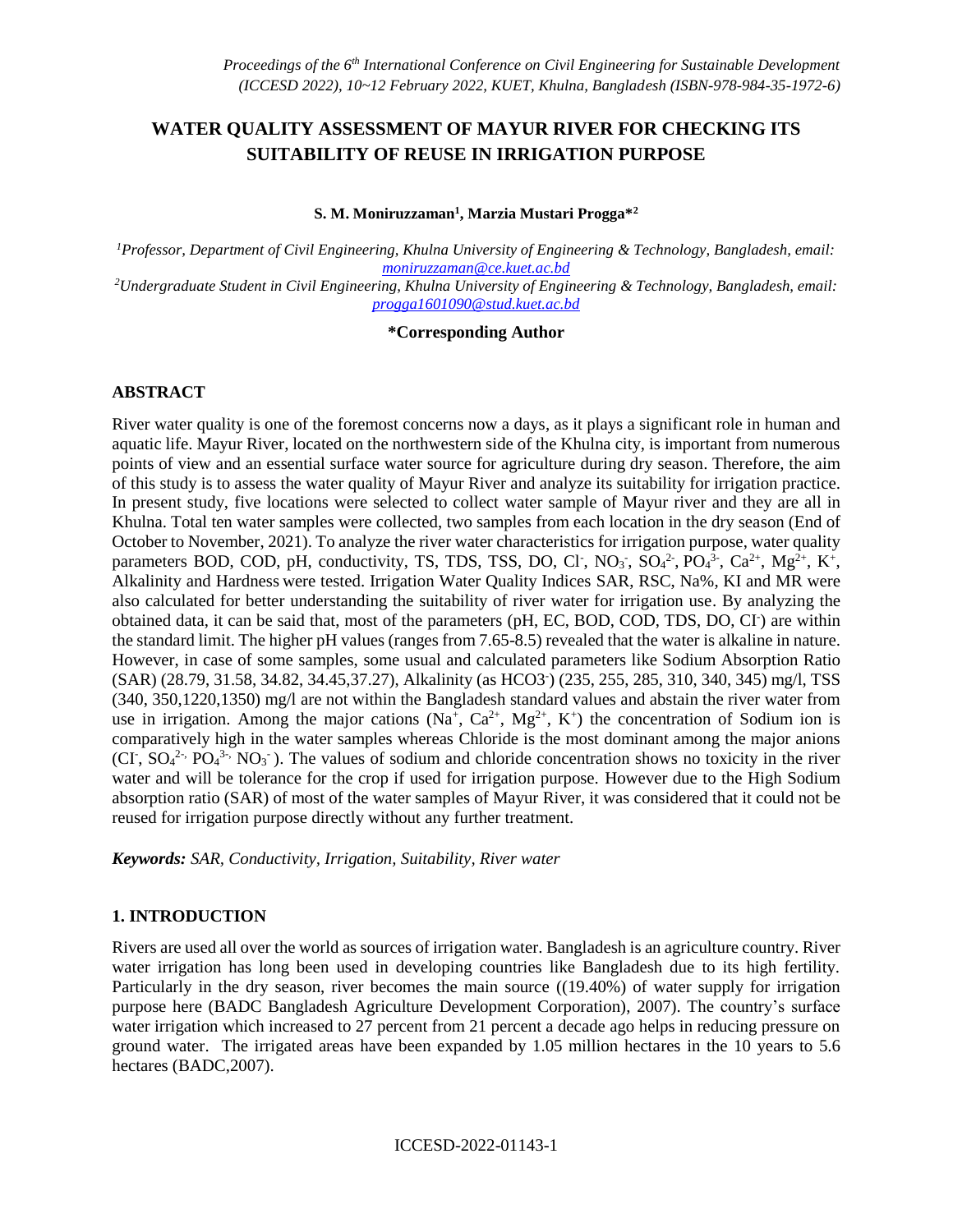# WATER QUALITY ASSESSMENT OF MAYUR RIVER FOR CHECKING ITS SUITABILITY OF REUSE IN IRRIGATION PURPOSE

**S. M. Moniruzzaman[1], Marzia Mustari Progga*[2]**

*[1]Professor, Department of Civil Engineering, Khulna University of Engineering & Technology, Bangladesh, email: moniruzzaman@ce.kuet.ac.bd*

*[2]Undergraduate Student in Civil Engineering, Khulna University of Engineering & Technology, Bangladesh, email: progga1601090@stud.kuet.ac.bd*

**\*Corresponding Author**

## ABSTRACT

River water quality is one of the foremost concerns now a days, as it plays a significant role in human and aquatic life. Mayur River, located on the northwestern side of the Khulna city, is important from numerous points of view and an essential surface water source for agriculture during dry season. Therefore, the aim of this study is to assess the water quality of Mayur River and analyze its suitability for irrigation practice. In present study, five locations were selected to collect water sample of Mayur river and they are all in Khulna. Total ten water samples were collected, two samples from each location in the dry season (End of October to November, 2021). To analyze the river water characteristics for irrigation purpose, water quality parameters BOD, COD, pH, conductivity, TS, TDS, TSS, DO, $Cl^-$, $NO_3^-$, $SO_4^{2-}$, $PO_4^{3-}$, $Ca^{2+}$, $Mg^{2+}$, $K^+$, Alkalinity and Hardness were tested. Irrigation Water Quality Indices SAR, RSC, Na%, KI and MR were also calculated for better understanding the suitability of river water for irrigation use. By analyzing the obtained data, it can be said that, most of the parameters (pH, EC, BOD, COD, TDS, DO, $Cl^-$) are within the standard limit. The higher pH values (ranges from 7.65-8.5) revealed that the water is alkaline in nature. However, in case of some samples, some usual and calculated parameters like Sodium Absorption Ratio (SAR) (28.79, 31.58, 34.82, 34.45,37.27), Alkalinity (as $HCO3^-$) (235, 255, 285, 310, 340, 345) mg/l, TSS (340, 350,1220,1350) mg/l are not within the Bangladesh standard values and abstain the river water from use in irrigation. Among the major cations ($Na^+$, $Ca^{2+}$, $Mg^{2+}$, $K^+$) the concentration of Sodium ion is comparatively high in the water samples whereas Chloride is the most dominant among the major anions ($Cl^-$, $SO_4^{2-}$, $PO_4^{3-}$, $NO_3^-$). The values of sodium and chloride concentration shows no toxicity in the river water and will be tolerance for the crop if used for irrigation purpose. However due to the High Sodium absorption ratio (SAR) of most of the water samples of Mayur River, it was considered that it could not be reused for irrigation purpose directly without any further treatment.

***Keywords:** SAR, Conductivity, Irrigation, Suitability, River water*

## 1. INTRODUCTION

Rivers are used all over the world as sources of irrigation water. Bangladesh is an agriculture country. River water irrigation has long been used in developing countries like Bangladesh due to its high fertility. Particularly in the dry season, river becomes the main source ((19.40%) of water supply for irrigation purpose here (BADC Bangladesh Agriculture Development Corporation), 2007). The country's surface water irrigation which increased to 27 percent from 21 percent a decade ago helps in reducing pressure on ground water. The irrigated areas have been expanded by 1.05 million hectares in the 10 years to 5.6 hectares (BADC,2007).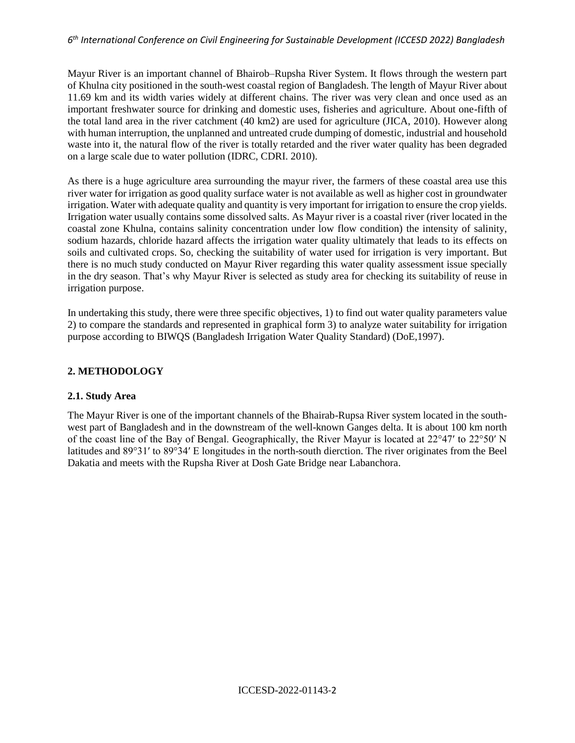Mayur River is an important channel of Bhairob–Rupsha River System. It flows through the western part of Khulna city positioned in the south-west coastal region of Bangladesh. The length of Mayur River about 11.69 km and its width varies widely at different chains. The river was very clean and once used as an important freshwater source for drinking and domestic uses, fisheries and agriculture. About one-fifth of the total land area in the river catchment (40 km2) are used for agriculture (JICA, 2010). However along with human interruption, the unplanned and untreated crude dumping of domestic, industrial and household waste into it, the natural flow of the river is totally retarded and the river water quality has been degraded on a large scale due to water pollution (IDRC, CDRI. 2010).

As there is a huge agriculture area surrounding the mayur river, the farmers of these coastal area use this river water for irrigation as good quality surface water is not available as well as higher cost in groundwater irrigation. Water with adequate quality and quantity is very important for irrigation to ensure the crop yields. Irrigation water usually contains some dissolved salts. As Mayur river is a coastal river (river located in the coastal zone Khulna, contains salinity concentration under low flow condition) the intensity of salinity, sodium hazards, chloride hazard affects the irrigation water quality ultimately that leads to its effects on soils and cultivated crops. So, checking the suitability of water used for irrigation is very important. But there is no much study conducted on Mayur River regarding this water quality assessment issue specially in the dry season. That's why Mayur River is selected as study area for checking its suitability of reuse in irrigation purpose.

In undertaking this study, there were three specific objectives, 1) to find out water quality parameters value 2) to compare the standards and represented in graphical form 3) to analyze water suitability for irrigation purpose according to BIWQS (Bangladesh Irrigation Water Quality Standard) (DoE,1997).

## 2. METHODOLOGY

### 2.1. Study Area

The Mayur River is one of the important channels of the Bhairab-Rupsa River system located in the south-west part of Bangladesh and in the downstream of the well-known Ganges delta. It is about 100 km north of the coast line of the Bay of Bengal. Geographically, the River Mayur is located at 22°47′ to 22°50′ N latitudes and 89°31′ to 89°34′ E longitudes in the north-south dierction. The river originates from the Beel Dakatia and meets with the Rupsha River at Dosh Gate Bridge near Labanchora.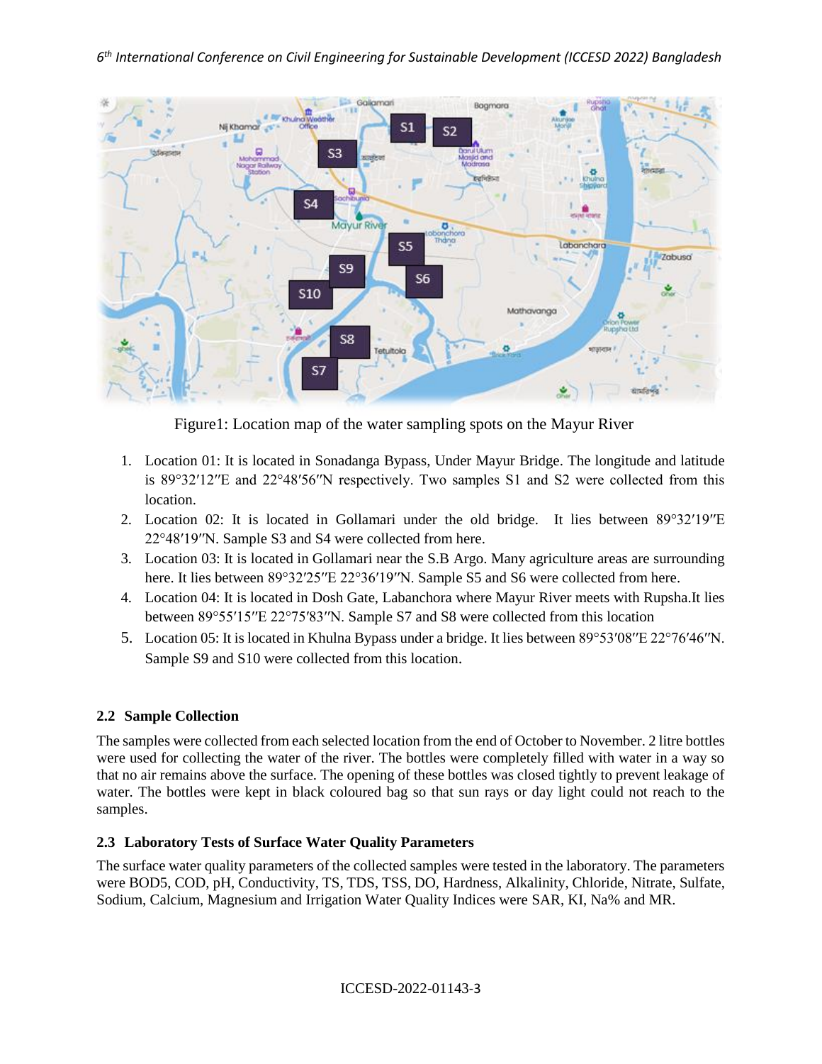Figure1: Location map of the water sampling spots on the Mayur River

1. Location 01: It is located in Sonadanga Bypass, Under Mayur Bridge. The longitude and latitude is 89°32′12″E and 22°48′56″N respectively. Two samples S1 and S2 were collected from this location.
2. Location 02: It is located in Gollamari under the old bridge. It lies between 89°32′19″E 22°48′19″N. Sample S3 and S4 were collected from here.
3. Location 03: It is located in Gollamari near the S.B Argo. Many agriculture areas are surrounding here. It lies between 89°32′25″E 22°36′19″N. Sample S5 and S6 were collected from here.
4. Location 04: It is located in Dosh Gate, Labanchora where Mayur River meets with Rupsha.It lies between 89°55′15″E 22°75′83″N. Sample S7 and S8 were collected from this location
5. Location 05: It is located in Khulna Bypass under a bridge. It lies between 89°53′08″E 22°76′46″N. Sample S9 and S10 were collected from this location.

### 2.2 Sample Collection

The samples were collected from each selected location from the end of October to November. 2 litre bottles were used for collecting the water of the river. The bottles were completely filled with water in a way so that no air remains above the surface. The opening of these bottles was closed tightly to prevent leakage of water. The bottles were kept in black coloured bag so that sun rays or day light could not reach to the samples.

### 2.3 Laboratory Tests of Surface Water Quality Parameters

The surface water quality parameters of the collected samples were tested in the laboratory. The parameters were BOD5, COD, pH, Conductivity, TS, TDS, TSS, DO, Hardness, Alkalinity, Chloride, Nitrate, Sulfate, Sodium, Calcium, Magnesium and Irrigation Water Quality Indices were SAR, KI, Na% and MR.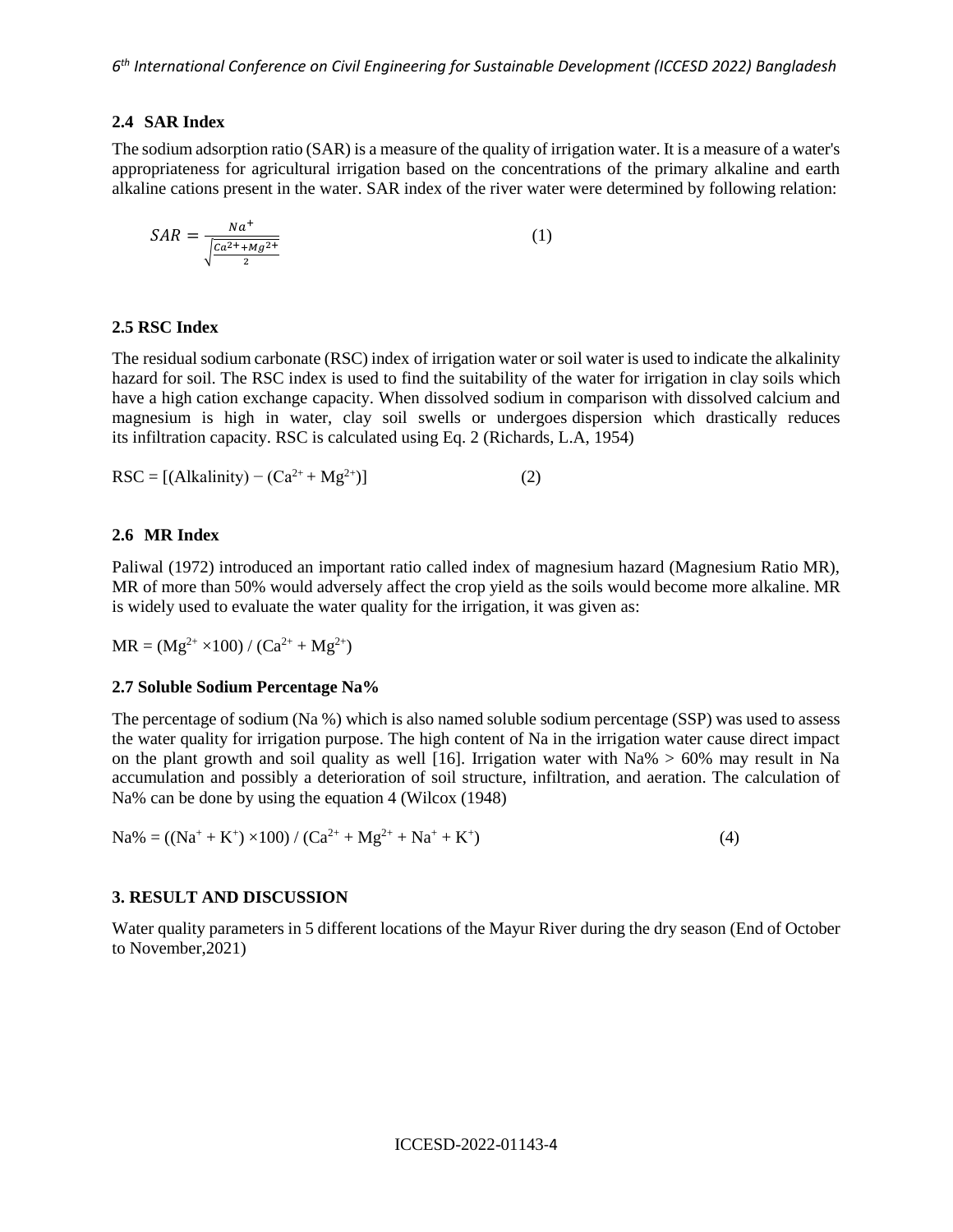## 2.4 SAR Index

The sodium adsorption ratio (SAR) is a measure of the quality of irrigation water. It is a measure of a water's appropriateness for agricultural irrigation based on the concentrations of the primary alkaline and earth alkaline cations present in the water. SAR index of the river water were determined by following relation:

$$SAR = \frac{Na^{+}}{\sqrt{\frac{Ca^{2+}+Mg^{2+}}{2}}} \qquad (1)$$

## 2.5 RSC Index

The residual sodium carbonate (RSC) index of irrigation water or soil water is used to indicate the alkalinity hazard for soil. The RSC index is used to find the suitability of the water for irrigation in clay soils which have a high cation exchange capacity. When dissolved sodium in comparison with dissolved calcium and magnesium is high in water, clay soil swells or undergoes dispersion which drastically reduces its infiltration capacity. RSC is calculated using Eq. 2 (Richards, L.A, 1954)

$$RSC = [(\text{Alkalinity}) - (Ca^{2+} + Mg^{2+})] \qquad (2)$$

## 2.6 MR Index

Paliwal (1972) introduced an important ratio called index of magnesium hazard (Magnesium Ratio MR), MR of more than 50% would adversely affect the crop yield as the soils would become more alkaline. MR is widely used to evaluate the water quality for the irrigation, it was given as:

$$MR = (Mg^{2+} \times 100) / (Ca^{2+} + Mg^{2+})$$

## 2.7 Soluble Sodium Percentage Na%

The percentage of sodium (Na %) which is also named soluble sodium percentage (SSP) was used to assess the water quality for irrigation purpose. The high content of Na in the irrigation water cause direct impact on the plant growth and soil quality as well [16]. Irrigation water with Na% > 60% may result in Na accumulation and possibly a deterioration of soil structure, infiltration, and aeration. The calculation of Na% can be done by using the equation 4 (Wilcox (1948)

$$Na\% = ((Na^{+} + K^{+}) \times 100) / (Ca^{2+} + Mg^{2+} + Na^{+} + K^{+}) \qquad (4)$$

# 3. RESULT AND DISCUSSION

Water quality parameters in 5 different locations of the Mayur River during the dry season (End of October to November,2021)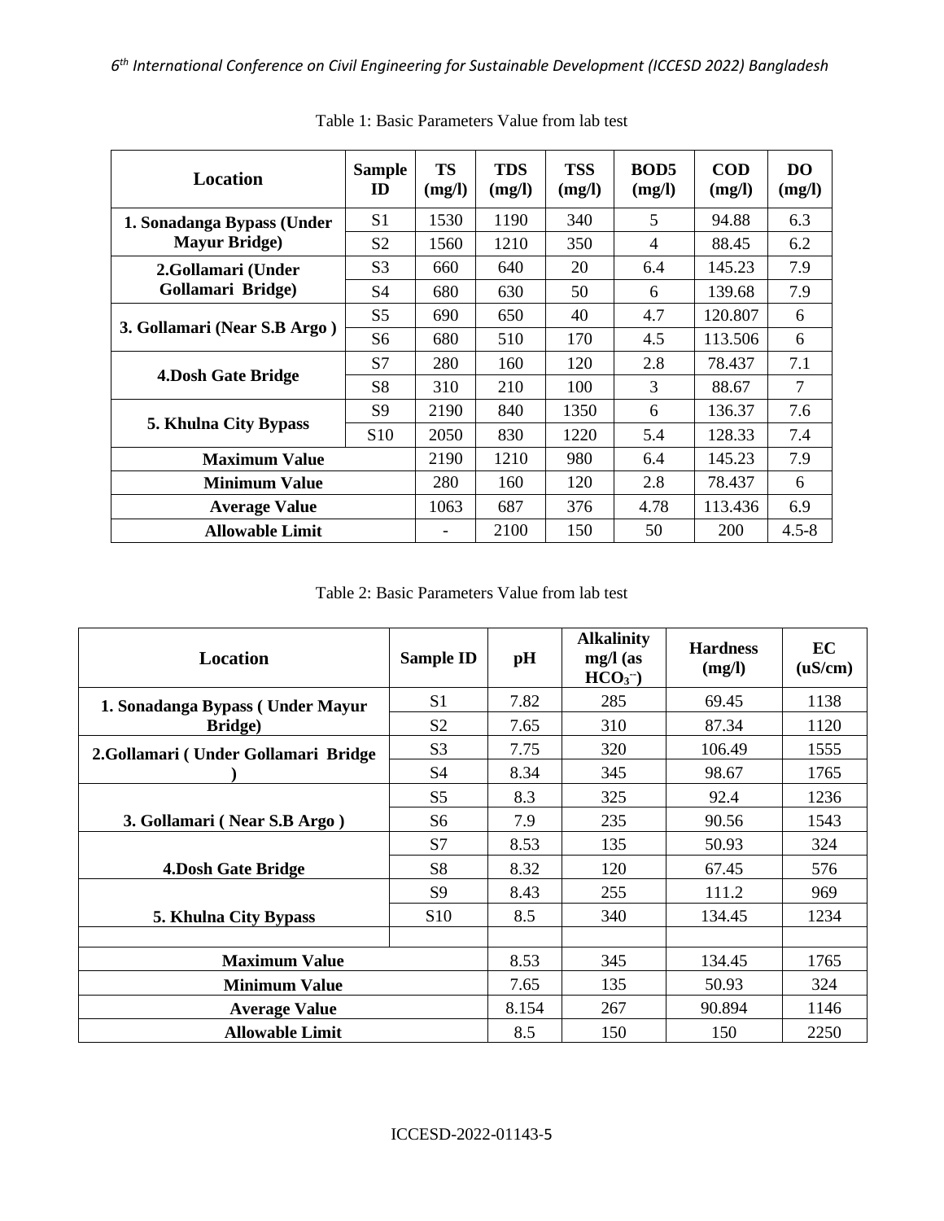Table 1: Basic Parameters Value from lab test

| Location | Sample ID | TS (mg/l) | TDS (mg/l) | TSS (mg/l) | BOD5 (mg/l) | COD (mg/l) | DO (mg/l) |
|---|---|---|---|---|---|---|---|
| 1. Sonadanga Bypass (Under Mayur Bridge) | S1 | 1530 | 1190 | 340 | 5 | 94.88 | 6.3 |
| | S2 | 1560 | 1210 | 350 | 4 | 88.45 | 6.2 |
| 2.Gollamari (Under Gollamari Bridge) | S3 | 660 | 640 | 20 | 6.4 | 145.23 | 7.9 |
| | S4 | 680 | 630 | 50 | 6 | 139.68 | 7.9 |
| 3. Gollamari (Near S.B Argo ) | S5 | 690 | 650 | 40 | 4.7 | 120.807 | 6 |
| | S6 | 680 | 510 | 170 | 4.5 | 113.506 | 6 |
| 4.Dosh Gate Bridge | S7 | 280 | 160 | 120 | 2.8 | 78.437 | 7.1 |
| | S8 | 310 | 210 | 100 | 3 | 88.67 | 7 |
| 5. Khulna City Bypass | S9 | 2190 | 840 | 1350 | 6 | 136.37 | 7.6 |
| | S10 | 2050 | 830 | 1220 | 5.4 | 128.33 | 7.4 |
| Maximum Value | | 2190 | 1210 | 980 | 6.4 | 145.23 | 7.9 |
| Minimum Value | | 280 | 160 | 120 | 2.8 | 78.437 | 6 |
| Average Value | | 1063 | 687 | 376 | 4.78 | 113.436 | 6.9 |
| Allowable Limit | | - | 2100 | 150 | 50 | 200 | 4.5-8 |

Table 2: Basic Parameters Value from lab test

| Location | Sample ID | pH | Alkalinity mg/l (as $HCO_3^-$) | Hardness (mg/l) | EC (uS/cm) |
|---|---|---|---|---|---|
| 1. Sonadanga Bypass ( Under Mayur Bridge) | S1 | 7.82 | 285 | 69.45 | 1138 |
| | S2 | 7.65 | 310 | 87.34 | 1120 |
| 2.Gollamari ( Under Gollamari Bridge ) | S3 | 7.75 | 320 | 106.49 | 1555 |
| | S4 | 8.34 | 345 | 98.67 | 1765 |
| 3. Gollamari ( Near S.B Argo ) | S5 | 8.3 | 325 | 92.4 | 1236 |
| | S6 | 7.9 | 235 | 90.56 | 1543 |
| 4.Dosh Gate Bridge | S7 | 8.53 | 135 | 50.93 | 324 |
| | S8 | 8.32 | 120 | 67.45 | 576 |
| 5. Khulna City Bypass | S9 | 8.43 | 255 | 111.2 | 969 |
| | S10 | 8.5 | 340 | 134.45 | 1234 |
| | | | | | |
| Maximum Value | | 8.53 | 345 | 134.45 | 1765 |
| Minimum Value | | 7.65 | 135 | 50.93 | 324 |
| Average Value | | 8.154 | 267 | 90.894 | 1146 |
| Allowable Limit | | 8.5 | 150 | 150 | 2250 |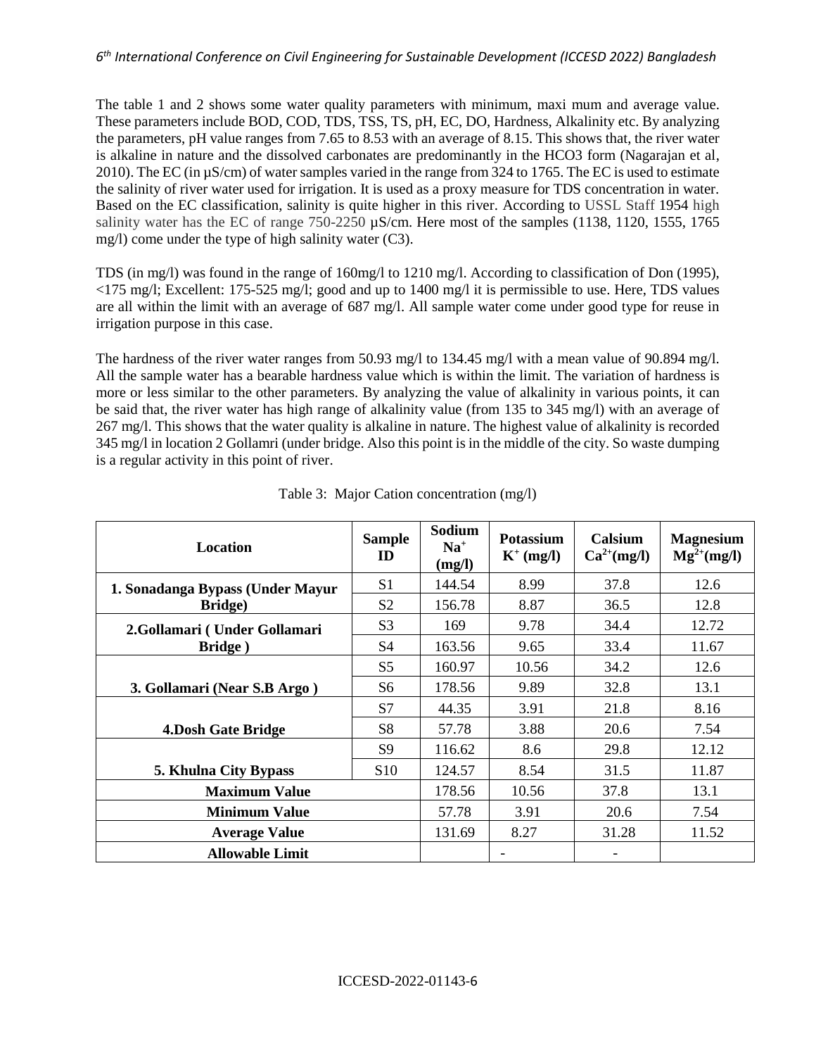The table 1 and 2 shows some water quality parameters with minimum, maxi mum and average value. These parameters include BOD, COD, TDS, TSS, TS, pH, EC, DO, Hardness, Alkalinity etc. By analyzing the parameters, pH value ranges from 7.65 to 8.53 with an average of 8.15. This shows that, the river water is alkaline in nature and the dissolved carbonates are predominantly in the $HCO_3$ form (Nagarajan et al, 2010). The EC (in µS/cm) of water samples varied in the range from 324 to 1765. The EC is used to estimate the salinity of river water used for irrigation. It is used as a proxy measure for TDS concentration in water. Based on the EC classification, salinity is quite higher in this river. According to USSL Staff 1954 high salinity water has the EC of range 750-2250 µS/cm. Here most of the samples (1138, 1120, 1555, 1765 mg/l) come under the type of high salinity water (C3).

TDS (in mg/l) was found in the range of 160mg/l to 1210 mg/l. According to classification of Don (1995), <175 mg/l; Excellent: 175-525 mg/l; good and up to 1400 mg/l it is permissible to use. Here, TDS values are all within the limit with an average of 687 mg/l. All sample water come under good type for reuse in irrigation purpose in this case.

The hardness of the river water ranges from 50.93 mg/l to 134.45 mg/l with a mean value of 90.894 mg/l. All the sample water has a bearable hardness value which is within the limit. The variation of hardness is more or less similar to the other parameters. By analyzing the value of alkalinity in various points, it can be said that, the river water has high range of alkalinity value (from 135 to 345 mg/l) with an average of 267 mg/l. This shows that the water quality is alkaline in nature. The highest value of alkalinity is recorded 345 mg/l in location 2 Gollamri (under bridge. Also this point is in the middle of the city. So waste dumping is a regular activity in this point of river.

Table 3: Major Cation concentration (mg/l)

| Location | Sample ID | Sodium $Na^+$ (mg/l) | Potassium $K^+$ (mg/l) | Calsium $Ca^{2+}$(mg/l) | Magnesium $Mg^{2+}$(mg/l) |
|---|---|---|---|---|---|
| 1. Sonadanga Bypass (Under Mayur Bridge) | S1 | 144.54 | 8.99 | 37.8 | 12.6 |
| | S2 | 156.78 | 8.87 | 36.5 | 12.8 |
| 2.Gollamari ( Under Gollamari Bridge ) | S3 | 169 | 9.78 | 34.4 | 12.72 |
| | S4 | 163.56 | 9.65 | 33.4 | 11.67 |
| 3. Gollamari (Near S.B Argo ) | S5 | 160.97 | 10.56 | 34.2 | 12.6 |
| | S6 | 178.56 | 9.89 | 32.8 | 13.1 |
| 4.Dosh Gate Bridge | S7 | 44.35 | 3.91 | 21.8 | 8.16 |
| | S8 | 57.78 | 3.88 | 20.6 | 7.54 |
| 5. Khulna City Bypass | S9 | 116.62 | 8.6 | 29.8 | 12.12 |
| | S10 | 124.57 | 8.54 | 31.5 | 11.87 |
| Maximum Value | | 178.56 | 10.56 | 37.8 | 13.1 |
| Minimum Value | | 57.78 | 3.91 | 20.6 | 7.54 |
| Average Value | | 131.69 | 8.27 | 31.28 | 11.52 |
| Allowable Limit | | | - | - | |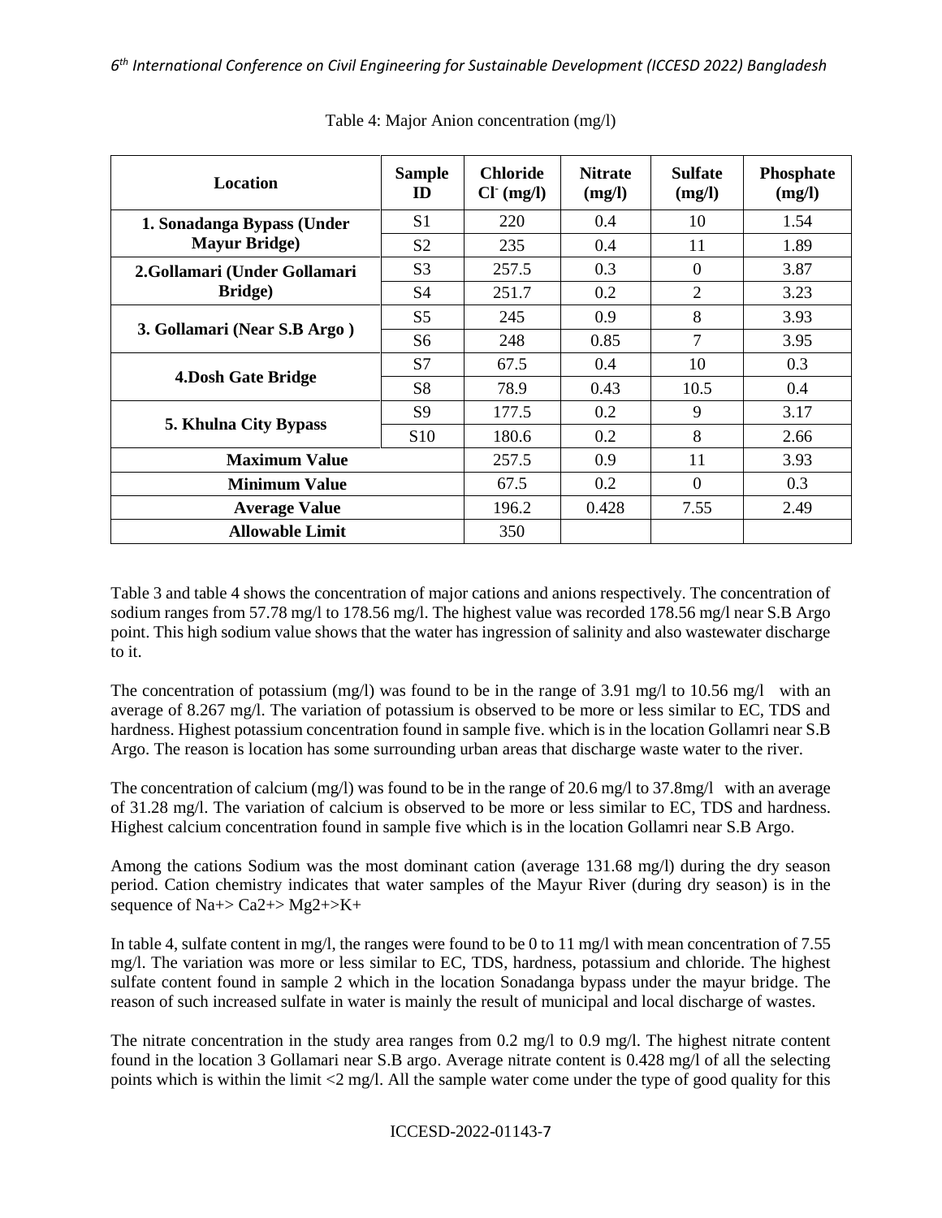Table 4: Major Anion concentration (mg/l)

| Location | Sample ID | Chloride $Cl^-$ (mg/l) | Nitrate (mg/l) | Sulfate (mg/l) | Phosphate (mg/l) |
|---|---|---|---|---|---|
| **1. Sonadanga Bypass (Under Mayur Bridge)** | S1 | 220 | 0.4 | 10 | 1.54 |
| | S2 | 235 | 0.4 | 11 | 1.89 |
| **2.Gollamari (Under Gollamari Bridge)** | S3 | 257.5 | 0.3 | 0 | 3.87 |
| | S4 | 251.7 | 0.2 | 2 | 3.23 |
| **3. Gollamari (Near S.B Argo )** | S5 | 245 | 0.9 | 8 | 3.93 |
| | S6 | 248 | 0.85 | 7 | 3.95 |
| **4.Dosh Gate Bridge** | S7 | 67.5 | 0.4 | 10 | 0.3 |
| | S8 | 78.9 | 0.43 | 10.5 | 0.4 |
| **5. Khulna City Bypass** | S9 | 177.5 | 0.2 | 9 | 3.17 |
| | S10 | 180.6 | 0.2 | 8 | 2.66 |
| **Maximum Value** | | 257.5 | 0.9 | 11 | 3.93 |
| **Minimum Value** | | 67.5 | 0.2 | 0 | 0.3 |
| **Average Value** | | 196.2 | 0.428 | 7.55 | 2.49 |
| **Allowable Limit** | | 350 | | | |

Table 3 and table 4 shows the concentration of major cations and anions respectively. The concentration of sodium ranges from 57.78 mg/l to 178.56 mg/l. The highest value was recorded 178.56 mg/l near S.B Argo point. This high sodium value shows that the water has ingression of salinity and also wastewater discharge to it.

The concentration of potassium (mg/l) was found to be in the range of 3.91 mg/l to 10.56 mg/l with an average of 8.267 mg/l. The variation of potassium is observed to be more or less similar to EC, TDS and hardness. Highest potassium concentration found in sample five. which is in the location Gollamri near S.B Argo. The reason is location has some surrounding urban areas that discharge waste water to the river.

The concentration of calcium (mg/l) was found to be in the range of 20.6 mg/l to 37.8mg/l with an average of 31.28 mg/l. The variation of calcium is observed to be more or less similar to EC, TDS and hardness. Highest calcium concentration found in sample five which is in the location Gollamri near S.B Argo.

Among the cations Sodium was the most dominant cation (average 131.68 mg/l) during the dry season period. Cation chemistry indicates that water samples of the Mayur River (during dry season) is in the sequence of $Na^+ > Ca^{2+} > Mg^{2+} > K^+$

In table 4, sulfate content in mg/l, the ranges were found to be 0 to 11 mg/l with mean concentration of 7.55 mg/l. The variation was more or less similar to EC, TDS, hardness, potassium and chloride. The highest sulfate content found in sample 2 which in the location Sonadanga bypass under the mayur bridge. The reason of such increased sulfate in water is mainly the result of municipal and local discharge of wastes.

The nitrate concentration in the study area ranges from 0.2 mg/l to 0.9 mg/l. The highest nitrate content found in the location 3 Gollamari near S.B argo. Average nitrate content is 0.428 mg/l of all the selecting points which is within the limit <2 mg/l. All the sample water come under the type of good quality for this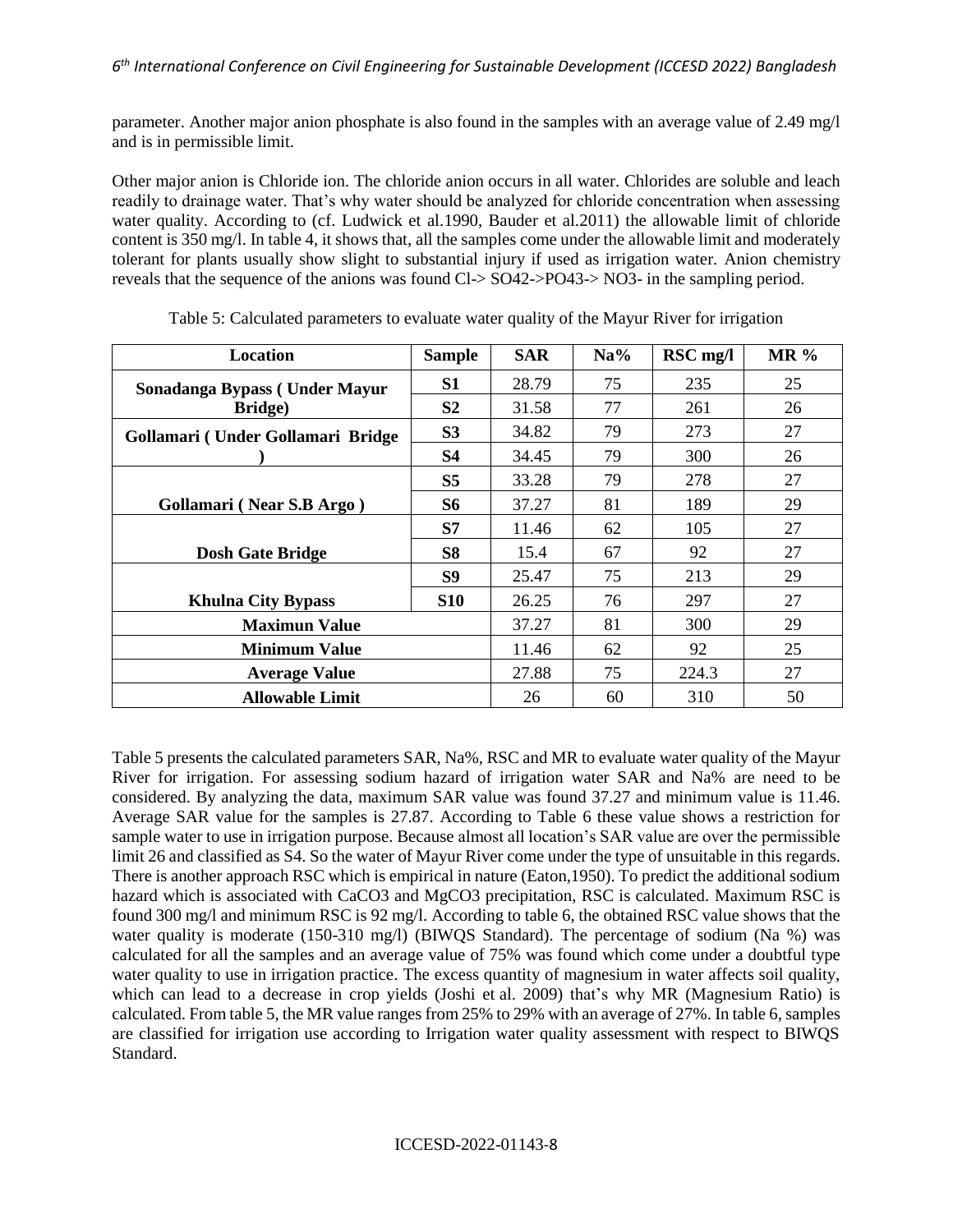parameter. Another major anion phosphate is also found in the samples with an average value of 2.49 mg/l and is in permissible limit.

Other major anion is Chloride ion. The chloride anion occurs in all water. Chlorides are soluble and leach readily to drainage water. That's why water should be analyzed for chloride concentration when assessing water quality. According to (cf. Ludwick et al.1990, Bauder et al.2011) the allowable limit of chloride content is 350 mg/l. In table 4, it shows that, all the samples come under the allowable limit and moderately tolerant for plants usually show slight to substantial injury if used as irrigation water. Anion chemistry reveals that the sequence of the anions was found Cl-> SO42->PO43-> NO3- in the sampling period.

Table 5: Calculated parameters to evaluate water quality of the Mayur River for irrigation

| Location | Sample | SAR | Na% | RSC mg/l | MR % |
|---|---|---|---|---|---|
| Sonadanga Bypass ( Under Mayur Bridge) | S1 | 28.79 | 75 | 235 | 25 |
| | S2 | 31.58 | 77 | 261 | 26 |
| Gollamari ( Under Gollamari Bridge ) | S3 | 34.82 | 79 | 273 | 27 |
| | S4 | 34.45 | 79 | 300 | 26 |
| Gollamari ( Near S.B Argo ) | S5 | 33.28 | 79 | 278 | 27 |
| | S6 | 37.27 | 81 | 189 | 29 |
| Dosh Gate Bridge | S7 | 11.46 | 62 | 105 | 27 |
| | S8 | 15.4 | 67 | 92 | 27 |
| Khulna City Bypass | S9 | 25.47 | 75 | 213 | 29 |
| | S10 | 26.25 | 76 | 297 | 27 |
| **Maximun Value** | | 37.27 | 81 | 300 | 29 |
| **Minimum Value** | | 11.46 | 62 | 92 | 25 |
| **Average Value** | | 27.88 | 75 | 224.3 | 27 |
| **Allowable Limit** | | 26 | 60 | 310 | 50 |

Table 5 presents the calculated parameters SAR, Na%, RSC and MR to evaluate water quality of the Mayur River for irrigation. For assessing sodium hazard of irrigation water SAR and Na% are need to be considered. By analyzing the data, maximum SAR value was found 37.27 and minimum value is 11.46. Average SAR value for the samples is 27.87. According to Table 6 these value shows a restriction for sample water to use in irrigation purpose. Because almost all location's SAR value are over the permissible limit 26 and classified as S4. So the water of Mayur River come under the type of unsuitable in this regards. There is another approach RSC which is empirical in nature (Eaton,1950). To predict the additional sodium hazard which is associated with CaCO3 and MgCO3 precipitation, RSC is calculated. Maximum RSC is found 300 mg/l and minimum RSC is 92 mg/l. According to table 6, the obtained RSC value shows that the water quality is moderate (150-310 mg/l) (BIWQS Standard). The percentage of sodium (Na %) was calculated for all the samples and an average value of 75% was found which come under a doubtful type water quality to use in irrigation practice. The excess quantity of magnesium in water affects soil quality, which can lead to a decrease in crop yields (Joshi et al. 2009) that's why MR (Magnesium Ratio) is calculated. From table 5, the MR value ranges from 25% to 29% with an average of 27%. In table 6, samples are classified for irrigation use according to Irrigation water quality assessment with respect to BIWQS Standard.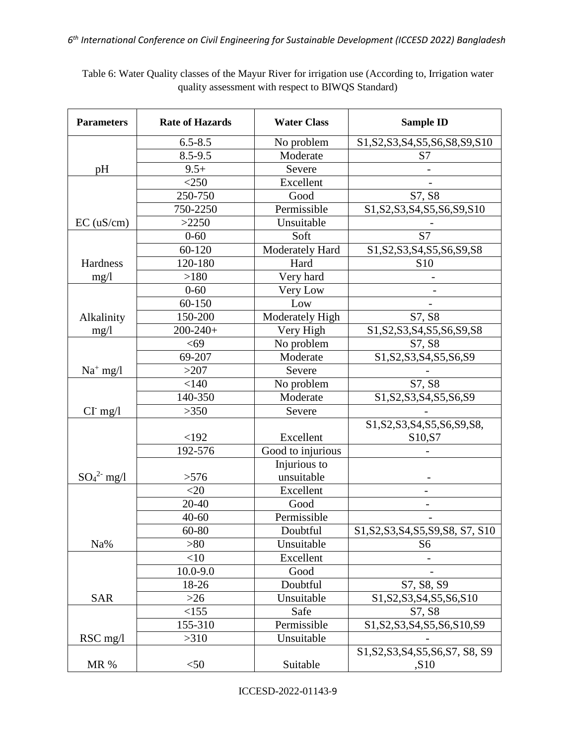Table 6: Water Quality classes of the Mayur River for irrigation use (According to, Irrigation water quality assessment with respect to BIWQS Standard)

| Parameters | Rate of Hazards | Water Class | Sample ID |
|---|---|---|---|
| pH | 6.5-8.5 | No problem | S1,S2,S3,S4,S5,S6,S8,S9,S10 |
| | 8.5-9.5 | Moderate | S7 |
| | 9.5+ | Severe | - |
| EC (uS/cm) | <250 | Excellent | - |
| | 250-750 | Good | S7, S8 |
| | 750-2250 | Permissible | S1,S2,S3,S4,S5,S6,S9,S10 |
| | >2250 | Unsuitable | - |
| Hardness mg/l | 0-60 | Soft | S7 |
| | 60-120 | Moderately Hard | S1,S2,S3,S4,S5,S6,S9,S8 |
| | 120-180 | Hard | S10 |
| | >180 | Very hard | - |
| Alkalinity mg/l | 0-60 | Very Low | - |
| | 60-150 | Low | - |
| | 150-200 | Moderately High | S7, S8 |
| | 200-240+ | Very High | S1,S2,S3,S4,S5,S6,S9,S8 |
| $Na^+$ mg/l | <69 | No problem | S7, S8 |
| | 69-207 | Moderate | S1,S2,S3,S4,S5,S6,S9 |
| | >207 | Severe | - |
| $Cl^-$ mg/l | <140 | No problem | S7, S8 |
| | 140-350 | Moderate | S1,S2,S3,S4,S5,S6,S9 |
| | >350 | Severe | - |
| $SO_4^{2-}$ mg/l | <192 | Excellent | S1,S2,S3,S4,S5,S6,S9,S8, S10,S7 |
| | 192-576 | Good to injurious | - |
| | >576 | Injurious to unsuitable | - |
| Na% | <20 | Excellent | - |
| | 20-40 | Good | - |
| | 40-60 | Permissible | - |
| | 60-80 | Doubtful | S1,S2,S3,S4,S5,S9,S8, S7, S10 |
| | >80 | Unsuitable | S6 |
| SAR | <10 | Excellent | - |
| | 10.0-9.0 | Good | - |
| | 18-26 | Doubtful | S7, S8, S9 |
| | >26 | Unsuitable | S1,S2,S3,S4,S5,S6,S10 |
| RSC mg/l | <155 | Safe | S7, S8 |
| | 155-310 | Permissible | S1,S2,S3,S4,S5,S6,S10,S9 |
| | >310 | Unsuitable | - |
| MR % | <50 | Suitable | S1,S2,S3,S4,S5,S6,S7, S8, S9 ,S10 |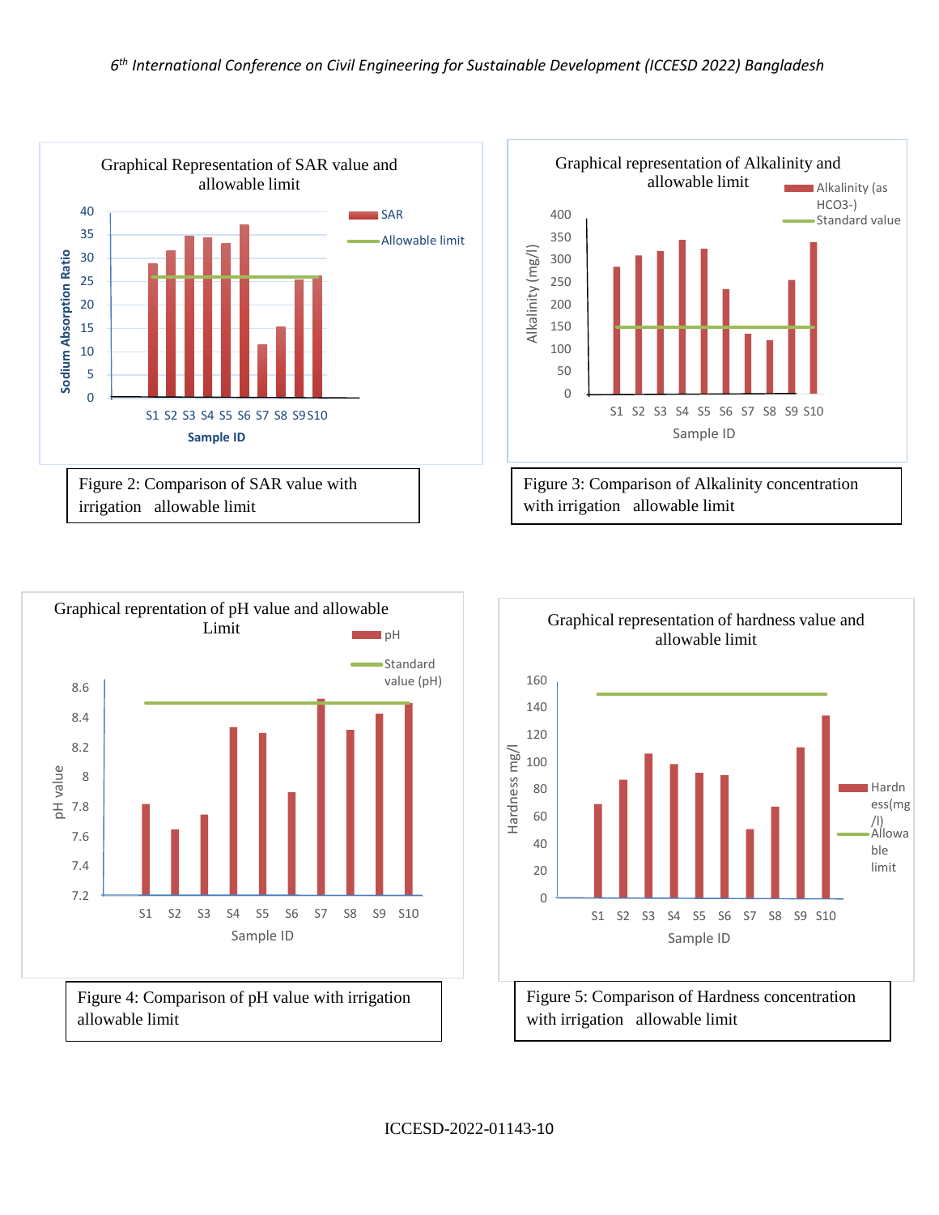Figure 2: Comparison of SAR value with irrigation allowable limit

Figure 3: Comparison of Alkalinity concentration with irrigation allowable limit

Figure 4: Comparison of pH value with irrigation allowable limit

Figure 5: Comparison of Hardness concentration with irrigation allowable limit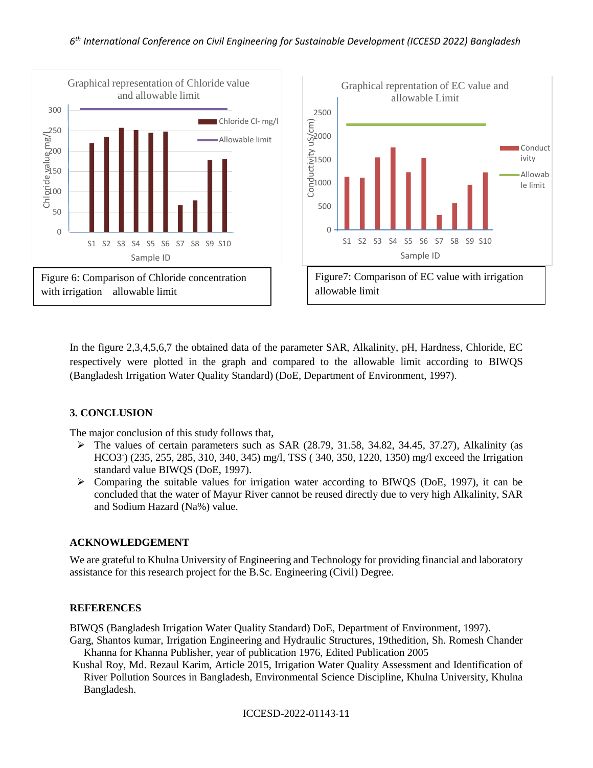Figure 6: Comparison of Chloride concentration with irrigation allowable limit

Figure7: Comparison of EC value with irrigation allowable limit

In the figure 2,3,4,5,6,7 the obtained data of the parameter SAR, Alkalinity, pH, Hardness, Chloride, EC respectively were plotted in the graph and compared to the allowable limit according to BIWQS (Bangladesh Irrigation Water Quality Standard) (DoE, Department of Environment, 1997).

## 3. CONCLUSION

The major conclusion of this study follows that,

- The values of certain parameters such as SAR (28.79, 31.58, 34.82, 34.45, 37.27), Alkalinity (as $HCO_3^-$) (235, 255, 285, 310, 340, 345) mg/l, TSS ( 340, 350, 1220, 1350) mg/l exceed the Irrigation standard value BIWQS (DoE, 1997).
- Comparing the suitable values for irrigation water according to BIWQS (DoE, 1997), it can be concluded that the water of Mayur River cannot be reused directly due to very high Alkalinity, SAR and Sodium Hazard (Na%) value.

## ACKNOWLEDGEMENT

We are grateful to Khulna University of Engineering and Technology for providing financial and laboratory assistance for this research project for the B.Sc. Engineering (Civil) Degree.

## REFERENCES

BIWQS (Bangladesh Irrigation Water Quality Standard) DoE, Department of Environment, 1997).

Garg, Shantos kumar, Irrigation Engineering and Hydraulic Structures, 19thedition, Sh. Romesh Chander Khanna for Khanna Publisher, year of publication 1976, Edited Publication 2005

Kushal Roy, Md. Rezaul Karim, Article 2015, Irrigation Water Quality Assessment and Identification of River Pollution Sources in Bangladesh, Environmental Science Discipline, Khulna University, Khulna Bangladesh.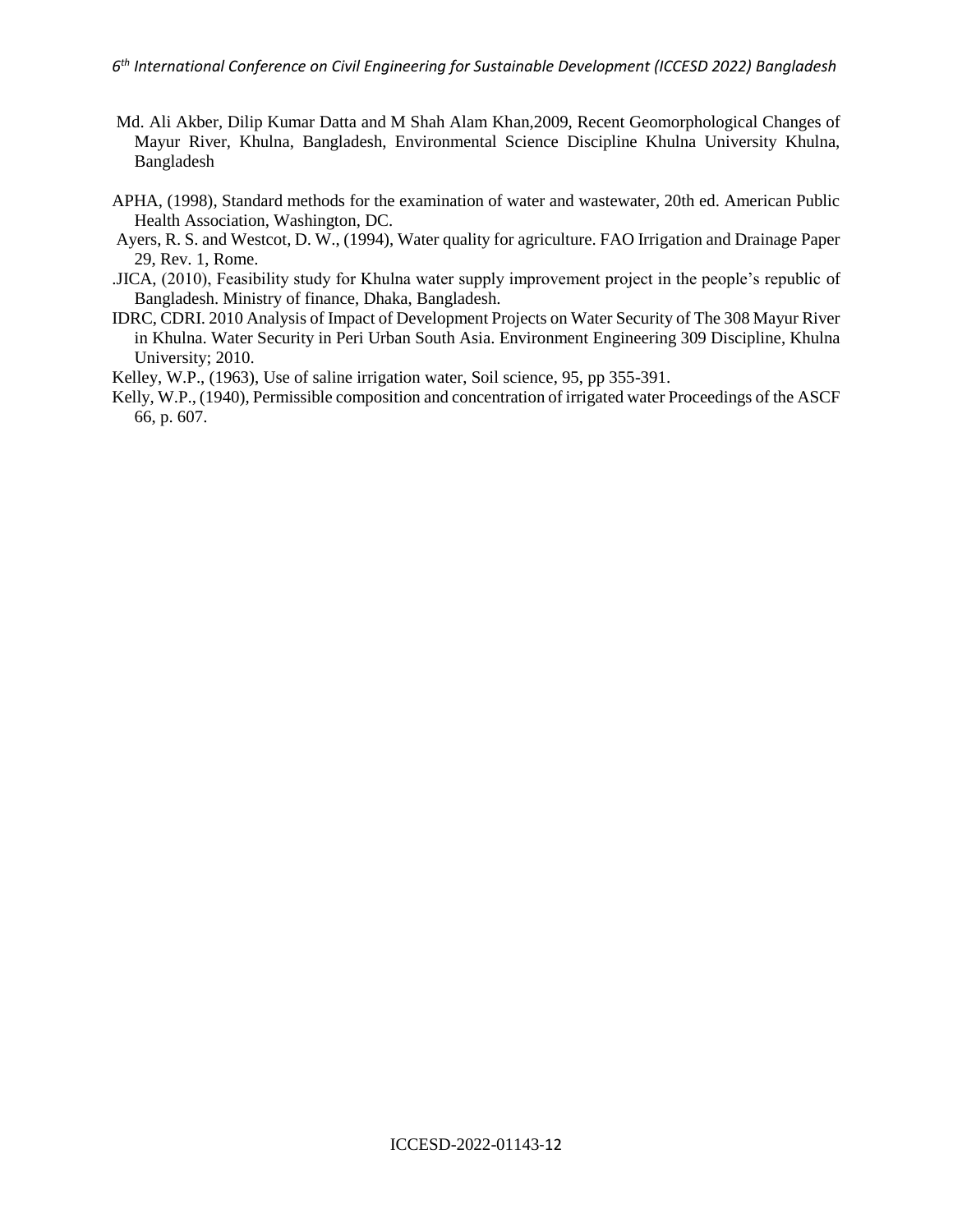Md. Ali Akber, Dilip Kumar Datta and M Shah Alam Khan,2009, Recent Geomorphological Changes of Mayur River, Khulna, Bangladesh, Environmental Science Discipline Khulna University Khulna, Bangladesh

APHA, (1998), Standard methods for the examination of water and wastewater, 20th ed. American Public Health Association, Washington, DC.

Ayers, R. S. and Westcot, D. W., (1994), Water quality for agriculture. FAO Irrigation and Drainage Paper 29, Rev. 1, Rome.

.JICA, (2010), Feasibility study for Khulna water supply improvement project in the people's republic of Bangladesh. Ministry of finance, Dhaka, Bangladesh.

IDRC, CDRI. 2010 Analysis of Impact of Development Projects on Water Security of The 308 Mayur River in Khulna. Water Security in Peri Urban South Asia. Environment Engineering 309 Discipline, Khulna University; 2010.

Kelley, W.P., (1963), Use of saline irrigation water, Soil science, 95, pp 355-391.

Kelly, W.P., (1940), Permissible composition and concentration of irrigated water Proceedings of the ASCF 66, p. 607.